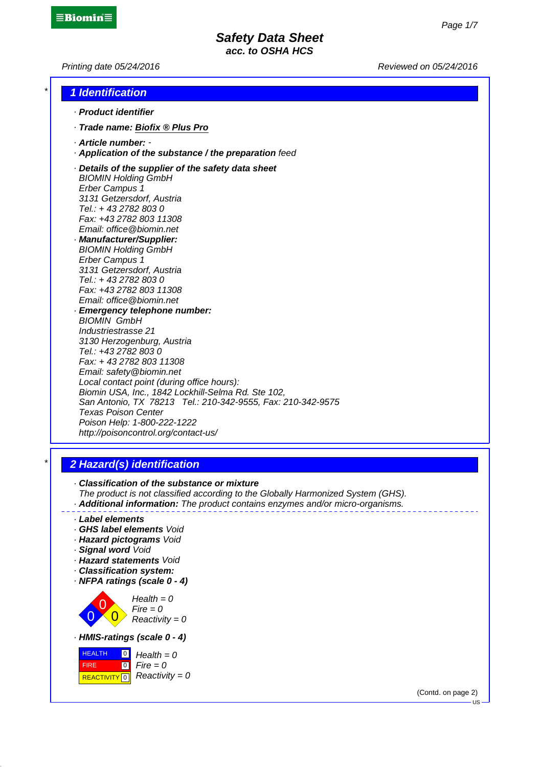# Safety Data Sheet
## acc. to OSHA HCS

Printing date 05/24/2016 | Reviewed on 05/24/2016

## 1 Identification

· **Product identifier**

· **Trade name: Biofix ® Plus Pro**

· **Article number:** -
· **Application of the substance / the preparation** feed

· **Details of the supplier of the safety data sheet**
BIOMIN Holding GmbH
Erber Campus 1
3131 Getzersdorf, Austria
Tel.: + 43 2782 803 0
Fax: +43 2782 803 11308
Email: office@biomin.net
· **Manufacturer/Supplier:**
BIOMIN Holding GmbH
Erber Campus 1
3131 Getzersdorf, Austria
Tel.: + 43 2782 803 0
Fax: +43 2782 803 11308
Email: office@biomin.net
· **Emergency telephone number:**
BIOMIN GmbH
Industriestrasse 21
3130 Herzogenburg, Austria
Tel.: +43 2782 803 0
Fax: + 43 2782 803 11308
Email: safety@biomin.net
Local contact point (during office hours):
Biomin USA, Inc., 1842 Lockhill-Selma Rd. Ste 102,
San Antonio, TX 78213 Tel.: 210-342-9555, Fax: 210-342-9575
Texas Poison Center
Poison Help: 1-800-222-1222
http://poisoncontrol.org/contact-us/

## 2 Hazard(s) identification

· **Classification of the substance or mixture**
The product is not classified according to the Globally Harmonized System (GHS).
· **Additional information:** The product contains enzymes and/or micro-organisms.

· **Label elements**
· **GHS label elements** Void
· **Hazard pictograms** Void
· **Signal word** Void
· **Hazard statements** Void
· **Classification system:**
· **NFPA ratings (scale 0 - 4)**

Health = 0
Fire = 0
Reactivity = 0

· **HMIS-ratings (scale 0 - 4)**

HEALTH 0 Health = 0
FIRE 0 Fire = 0
REACTIVITY 0 Reactivity = 0

(Contd. on page 2)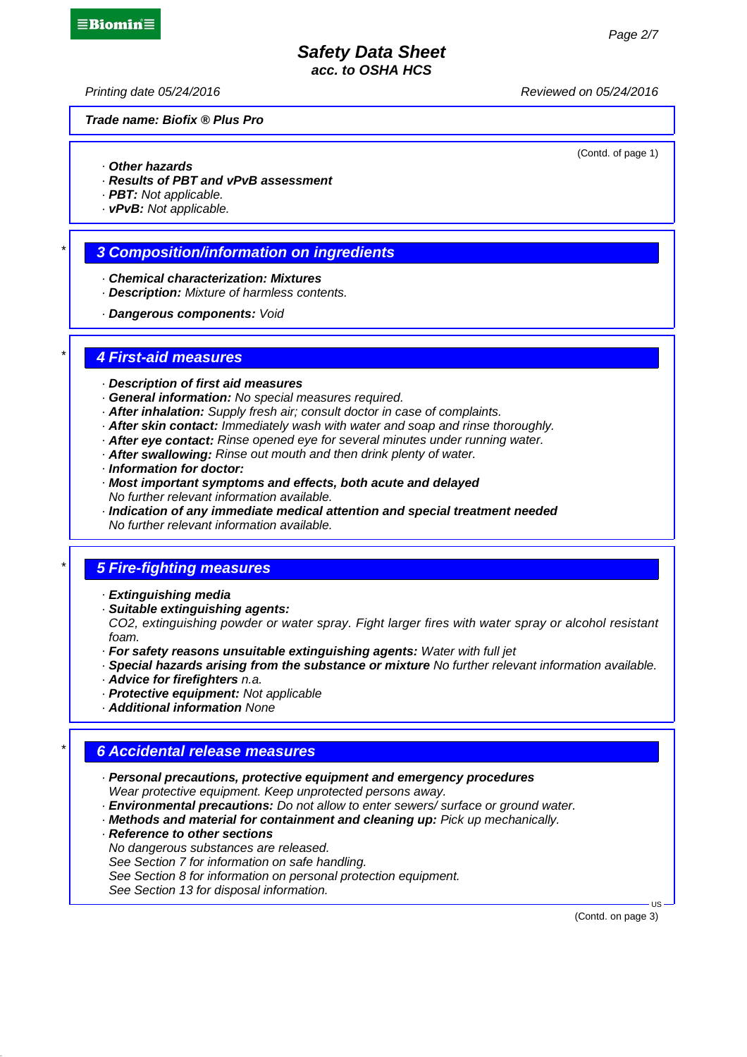**Trade name: Biofix ® Plus Pro**

(Contd. of page 1)

· **Other hazards**
· **Results of PBT and vPvB assessment**
· **PBT:** Not applicable.
· **vPvB:** Not applicable.

## 3 Composition/information on ingredients

· **Chemical characterization: Mixtures**
· **Description:** Mixture of harmless contents.

· **Dangerous components:** Void

## 4 First-aid measures

· **Description of first aid measures**
· **General information:** No special measures required.
· **After inhalation:** Supply fresh air; consult doctor in case of complaints.
· **After skin contact:** Immediately wash with water and soap and rinse thoroughly.
· **After eye contact:** Rinse opened eye for several minutes under running water.
· **After swallowing:** Rinse out mouth and then drink plenty of water.
· **Information for doctor:**
· **Most important symptoms and effects, both acute and delayed**
No further relevant information available.
· **Indication of any immediate medical attention and special treatment needed**
No further relevant information available.

## 5 Fire-fighting measures

· **Extinguishing media**
· **Suitable extinguishing agents:**
$CO_2$, extinguishing powder or water spray. Fight larger fires with water spray or alcohol resistant foam.
· **For safety reasons unsuitable extinguishing agents:** Water with full jet
· **Special hazards arising from the substance or mixture** No further relevant information available.
· **Advice for firefighters** n.a.
· **Protective equipment:** Not applicable
· **Additional information** None

## 6 Accidental release measures

· **Personal precautions, protective equipment and emergency procedures**
Wear protective equipment. Keep unprotected persons away.
· **Environmental precautions:** Do not allow to enter sewers/ surface or ground water.
· **Methods and material for containment and cleaning up:** Pick up mechanically.
· **Reference to other sections**
No dangerous substances are released.
See Section 7 for information on safe handling.
See Section 8 for information on personal protection equipment.
See Section 13 for disposal information.

(Contd. on page 3)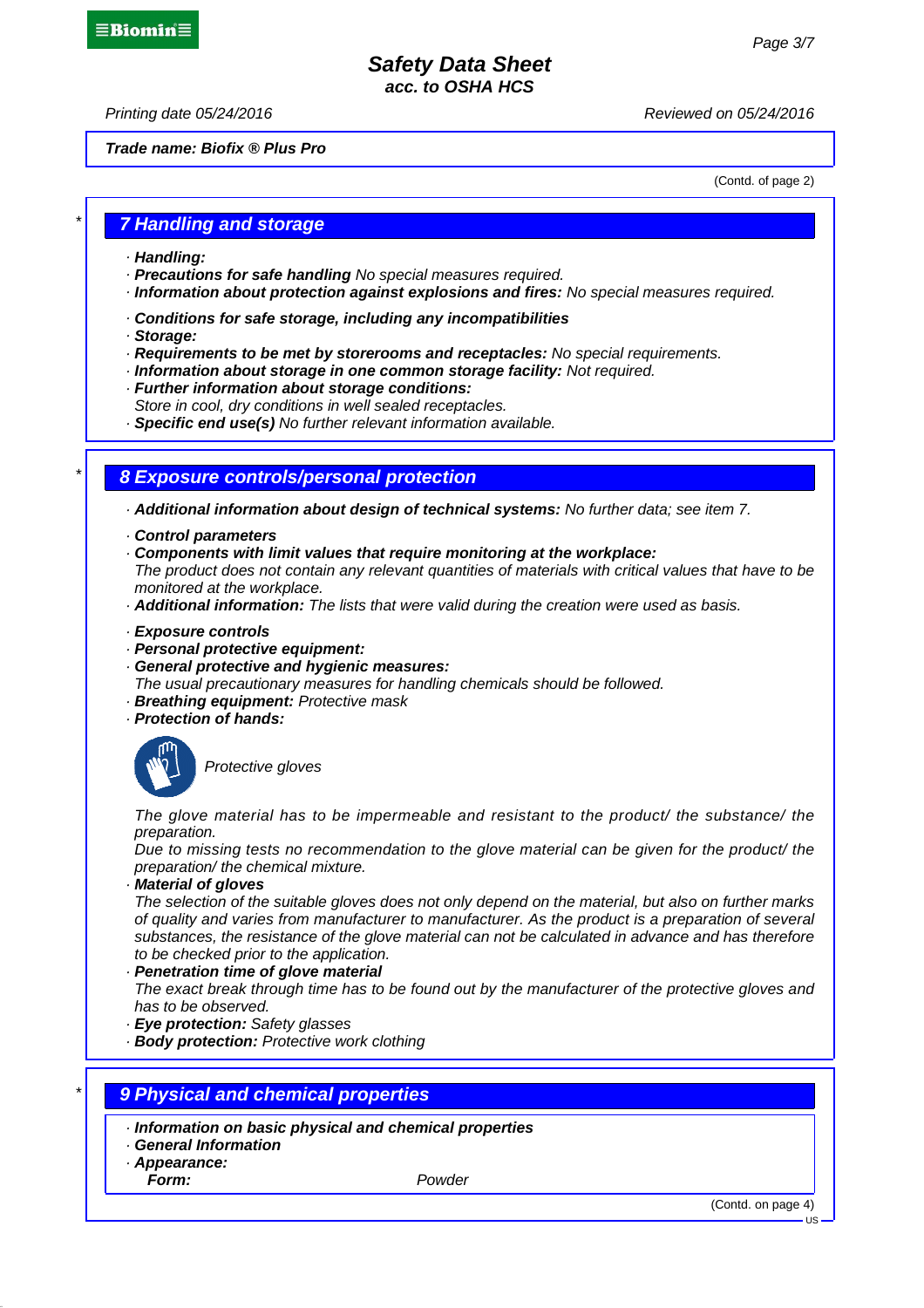Trade name: Biofix ® Plus Pro

(Contd. of page 2)

## 7 Handling and storage

- **Handling:**
- **Precautions for safe handling** No special measures required.
- **Information about protection against explosions and fires:** No special measures required.

- **Conditions for safe storage, including any incompatibilities**
- **Storage:**
- **Requirements to be met by storerooms and receptacles:** No special requirements.
- **Information about storage in one common storage facility:** Not required.
- **Further information about storage conditions:**
  Store in cool, dry conditions in well sealed receptacles.
- **Specific end use(s)** No further relevant information available.

## 8 Exposure controls/personal protection

- **Additional information about design of technical systems:** No further data; see item 7.

- **Control parameters**
- **Components with limit values that require monitoring at the workplace:**
  The product does not contain any relevant quantities of materials with critical values that have to be monitored at the workplace.
- **Additional information:** The lists that were valid during the creation were used as basis.

- **Exposure controls**
- **Personal protective equipment:**
- **General protective and hygienic measures:**
  The usual precautionary measures for handling chemicals should be followed.
- **Breathing equipment:** Protective mask
- **Protection of hands:**

  Protective gloves

  The glove material has to be impermeable and resistant to the product/ the substance/ the preparation.
  Due to missing tests no recommendation to the glove material can be given for the product/ the preparation/ the chemical mixture.
- **Material of gloves**
  The selection of the suitable gloves does not only depend on the material, but also on further marks of quality and varies from manufacturer to manufacturer. As the product is a preparation of several substances, the resistance of the glove material can not be calculated in advance and has therefore to be checked prior to the application.
- **Penetration time of glove material**
  The exact break through time has to be found out by the manufacturer of the protective gloves and has to be observed.
- **Eye protection:** Safety glasses
- **Body protection:** Protective work clothing

## 9 Physical and chemical properties

- **Information on basic physical and chemical properties**
- **General Information**
- **Appearance:**

| | |
|---|---|
| **Form:** | Powder |

(Contd. on page 4)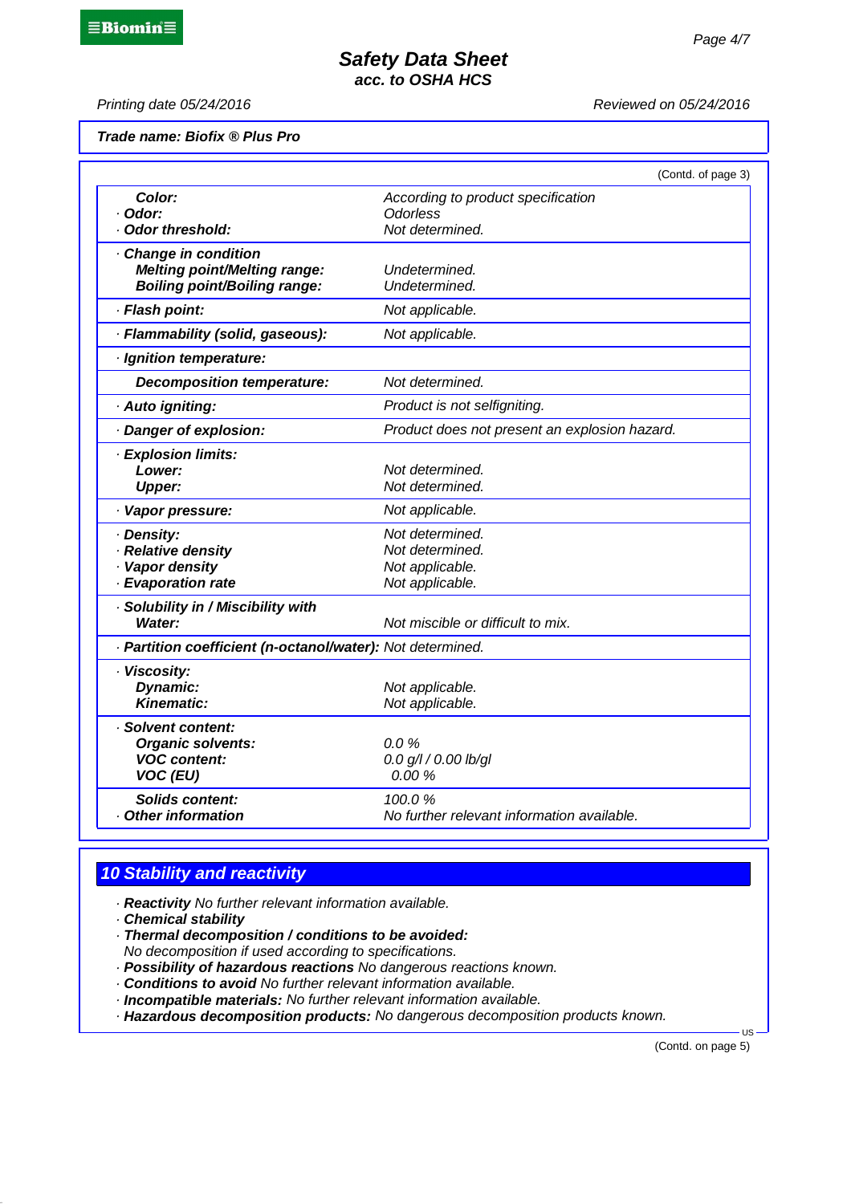**Trade name: Biofix ® Plus Pro**

(Contd. of page 3)

| | |
|---|---|
| **Color:** | According to product specification |
| · **Odor:** | Odorless |
| · **Odor threshold:** | Not determined. |
| · **Change in condition** | |
| **Melting point/Melting range:** | Undetermined. |
| **Boiling point/Boiling range:** | Undetermined. |
| · **Flash point:** | Not applicable. |
| · **Flammability (solid, gaseous):** | Not applicable. |
| · **Ignition temperature:** | |
| **Decomposition temperature:** | Not determined. |
| · **Auto igniting:** | Product is not selfigniting. |
| · **Danger of explosion:** | Product does not present an explosion hazard. |
| · **Explosion limits:** | |
| **Lower:** | Not determined. |
| **Upper:** | Not determined. |
| · **Vapor pressure:** | Not applicable. |
| · **Density:** | Not determined. |
| · **Relative density** | Not determined. |
| · **Vapor density** | Not applicable. |
| · **Evaporation rate** | Not applicable. |
| · **Solubility in / Miscibility with** | |
| **Water:** | Not miscible or difficult to mix. |
| · **Partition coefficient (n-octanol/water):** | Not determined. |
| · **Viscosity:** | |
| **Dynamic:** | Not applicable. |
| **Kinematic:** | Not applicable. |
| · **Solvent content:** | |
| **Organic solvents:** | 0.0 % |
| **VOC content:** | 0.0 g/l / 0.00 lb/gl |
| **VOC (EU)** | 0.00 % |
| **Solids content:** | 100.0 % |
| · **Other information** | No further relevant information available. |

## 10 Stability and reactivity

- · **Reactivity** No further relevant information available.
- · **Chemical stability**
- · **Thermal decomposition / conditions to be avoided:**
  No decomposition if used according to specifications.
- · **Possibility of hazardous reactions** No dangerous reactions known.
- · **Conditions to avoid** No further relevant information available.
- · **Incompatible materials:** No further relevant information available.
- · **Hazardous decomposition products:** No dangerous decomposition products known.

(Contd. on page 5)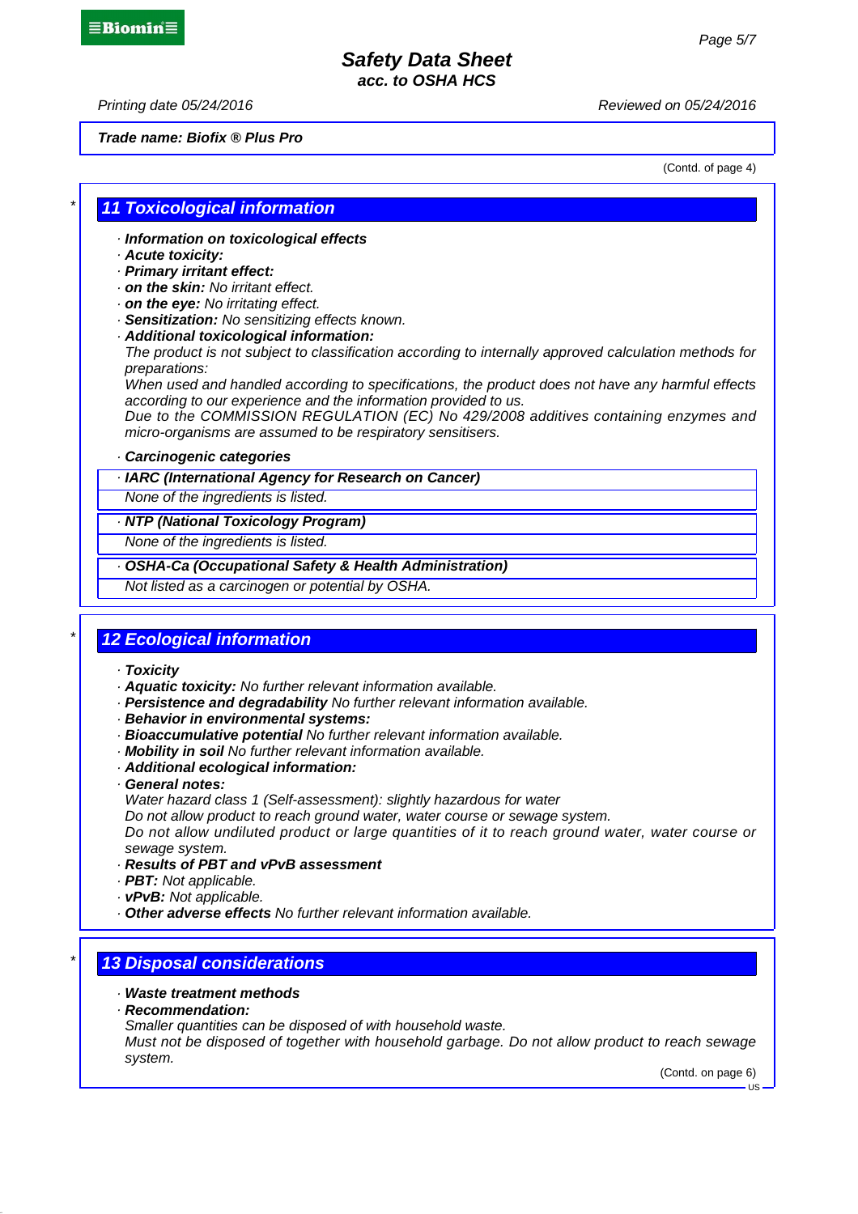Trade name: Biofix ® Plus Pro

(Contd. of page 4)

## 11 Toxicological information

· **Information on toxicological effects**
· **Acute toxicity:**
· **Primary irritant effect:**
· **on the skin:** No irritant effect.
· **on the eye:** No irritating effect.
· **Sensitization:** No sensitizing effects known.
· **Additional toxicological information:**
The product is not subject to classification according to internally approved calculation methods for preparations:
When used and handled according to specifications, the product does not have any harmful effects according to our experience and the information provided to us.
Due to the COMMISSION REGULATION (EC) No 429/2008 additives containing enzymes and micro-organisms are assumed to be respiratory sensitisers.

· **Carcinogenic categories**

· **IARC (International Agency for Research on Cancer)**
None of the ingredients is listed.

· **NTP (National Toxicology Program)**
None of the ingredients is listed.

· **OSHA-Ca (Occupational Safety & Health Administration)**
Not listed as a carcinogen or potential by OSHA.

## 12 Ecological information

· **Toxicity**
· **Aquatic toxicity:** No further relevant information available.
· **Persistence and degradability** No further relevant information available.
· **Behavior in environmental systems:**
· **Bioaccumulative potential** No further relevant information available.
· **Mobility in soil** No further relevant information available.
· **Additional ecological information:**
· **General notes:**
Water hazard class 1 (Self-assessment): slightly hazardous for water
Do not allow product to reach ground water, water course or sewage system.
Do not allow undiluted product or large quantities of it to reach ground water, water course or sewage system.
· **Results of PBT and vPvB assessment**
· **PBT:** Not applicable.
· **vPvB:** Not applicable.
· **Other adverse effects** No further relevant information available.

## 13 Disposal considerations

· **Waste treatment methods**
· **Recommendation:**
Smaller quantities can be disposed of with household waste.
Must not be disposed of together with household garbage. Do not allow product to reach sewage system.

(Contd. on page 6)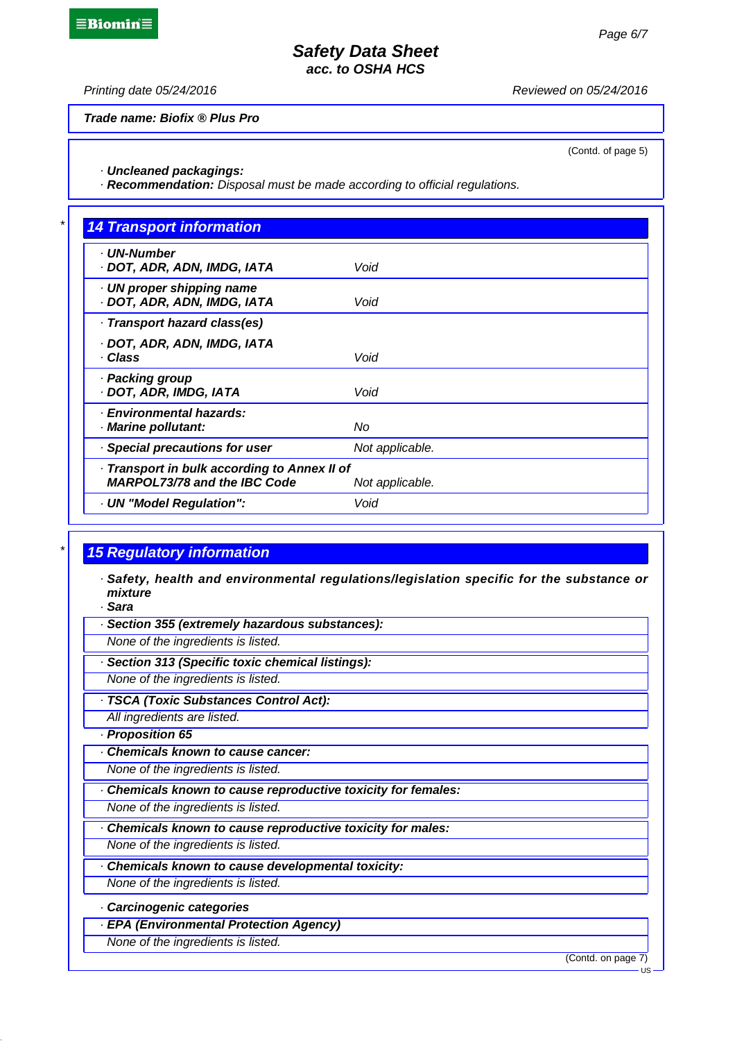**Trade name: Biofix ® Plus Pro**

(Contd. of page 5)

· **Uncleaned packagings:**
· **Recommendation:** *Disposal must be made according to official regulations.*

\* 

## 14 Transport information

| | |
|---|---|
| · **UN-Number**<br>· **DOT, ADR, ADN, IMDG, IATA** | *Void* |
| · **UN proper shipping name**<br>· **DOT, ADR, ADN, IMDG, IATA** | *Void* |
| · **Transport hazard class(es)**<br>· **DOT, ADR, ADN, IMDG, IATA**<br>· **Class** | *Void* |
| · **Packing group**<br>· **DOT, ADR, IMDG, IATA** | *Void* |
| · **Environmental hazards:**<br>· **Marine pollutant:** | *No* |
| · **Special precautions for user** | *Not applicable.* |
| · **Transport in bulk according to Annex II of MARPOL73/78 and the IBC Code** | *Not applicable.* |
| · **UN "Model Regulation":** | *Void* |

\* 

## 15 Regulatory information

· **Safety, health and environmental regulations/legislation specific for the substance or mixture**
· **Sara**

· **Section 355 (extremely hazardous substances):**
*None of the ingredients is listed.*

· **Section 313 (Specific toxic chemical listings):**
*None of the ingredients is listed.*

· **TSCA (Toxic Substances Control Act):**
*All ingredients are listed.*

· **Proposition 65**

· **Chemicals known to cause cancer:**
*None of the ingredients is listed.*

· **Chemicals known to cause reproductive toxicity for females:**
*None of the ingredients is listed.*

· **Chemicals known to cause reproductive toxicity for males:**
*None of the ingredients is listed.*

· **Chemicals known to cause developmental toxicity:**
*None of the ingredients is listed.*

· **Carcinogenic categories**

· **EPA (Environmental Protection Agency)**
*None of the ingredients is listed.*

(Contd. on page 7)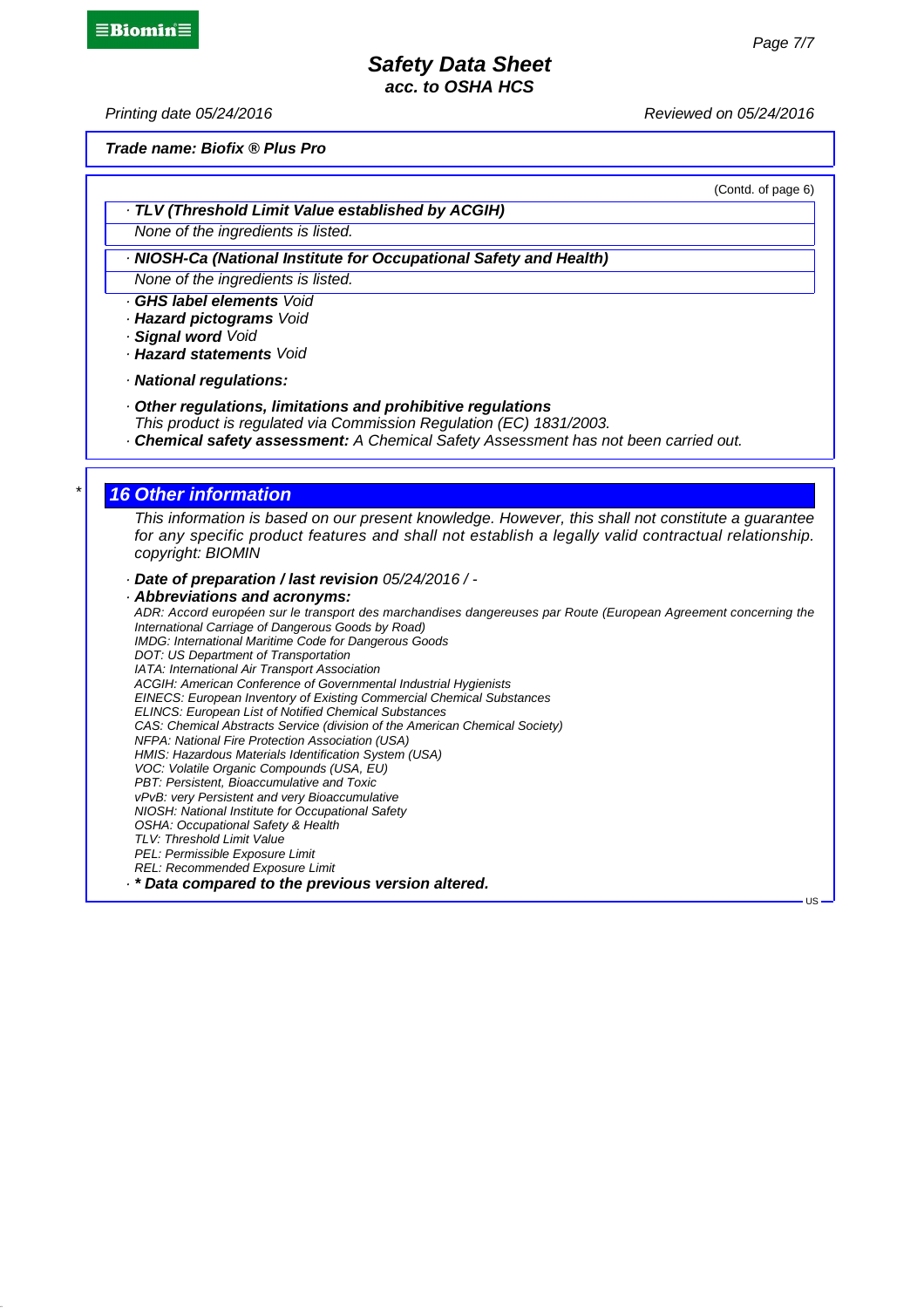**Trade name: Biofix ® Plus Pro**

(Contd. of page 6)

· **TLV (Threshold Limit Value established by ACGIH)**

None of the ingredients is listed.

· **NIOSH-Ca (National Institute for Occupational Safety and Health)**

None of the ingredients is listed.

· **GHS label elements** Void
· **Hazard pictograms** Void
· **Signal word** Void
· **Hazard statements** Void

· **National regulations:**

· **Other regulations, limitations and prohibitive regulations**
This product is regulated via Commission Regulation (EC) 1831/2003.
· **Chemical safety assessment:** A Chemical Safety Assessment has not been carried out.

## * 16 Other information

This information is based on our present knowledge. However, this shall not constitute a guarantee for any specific product features and shall not establish a legally valid contractual relationship.
copyright: BIOMIN

· **Date of preparation / last revision** 05/24/2016 / -
· **Abbreviations and acronyms:**
ADR: Accord européen sur le transport des marchandises dangereuses par Route (European Agreement concerning the International Carriage of Dangerous Goods by Road)
IMDG: International Maritime Code for Dangerous Goods
DOT: US Department of Transportation
IATA: International Air Transport Association
ACGIH: American Conference of Governmental Industrial Hygienists
EINECS: European Inventory of Existing Commercial Chemical Substances
ELINCS: European List of Notified Chemical Substances
CAS: Chemical Abstracts Service (division of the American Chemical Society)
NFPA: National Fire Protection Association (USA)
HMIS: Hazardous Materials Identification System (USA)
VOC: Volatile Organic Compounds (USA, EU)
PBT: Persistent, Bioaccumulative and Toxic
vPvB: very Persistent and very Bioaccumulative
NIOSH: National Institute for Occupational Safety
OSHA: Occupational Safety & Health
TLV: Threshold Limit Value
PEL: Permissible Exposure Limit
REL: Recommended Exposure Limit
· *** Data compared to the previous version altered.**